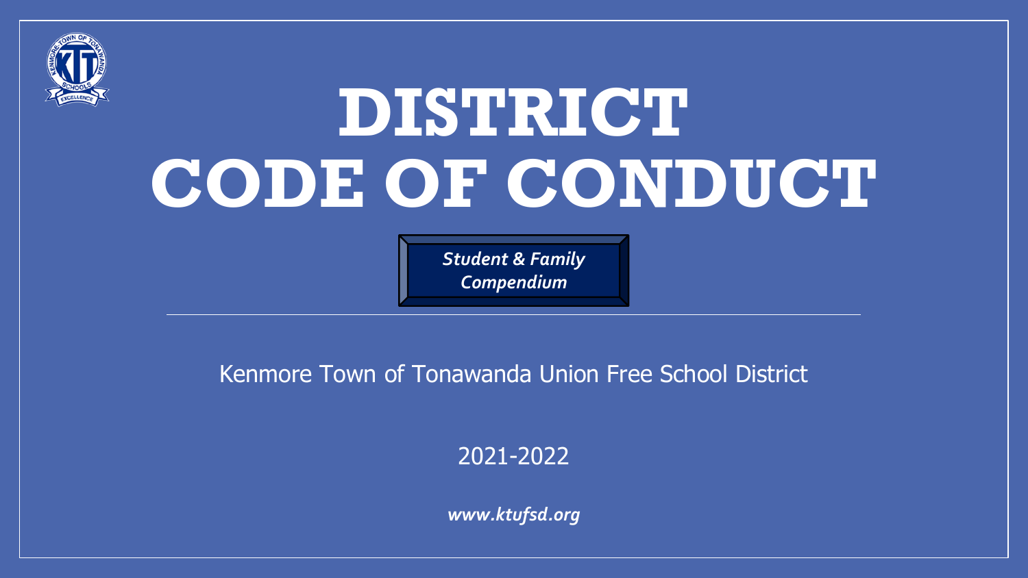# DISTRICT CODE OF CONDUCT

*Student & Family Compendium*

Kenmore Town of Tonawanda Union Free School District

2021-2022

***www.ktufsd.org***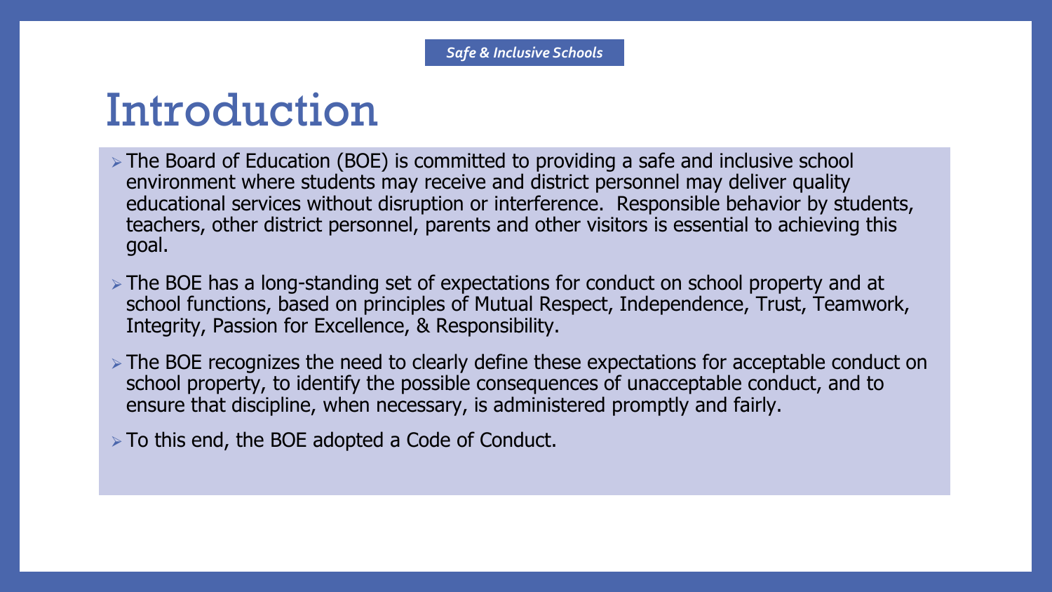*Safe & Inclusive Schools*

# Introduction

- The Board of Education (BOE) is committed to providing a safe and inclusive school environment where students may receive and district personnel may deliver quality educational services without disruption or interference. Responsible behavior by students, teachers, other district personnel, parents and other visitors is essential to achieving this goal.
- The BOE has a long-standing set of expectations for conduct on school property and at school functions, based on principles of Mutual Respect, Independence, Trust, Teamwork, Integrity, Passion for Excellence, & Responsibility.
- The BOE recognizes the need to clearly define these expectations for acceptable conduct on school property, to identify the possible consequences of unacceptable conduct, and to ensure that discipline, when necessary, is administered promptly and fairly.
- To this end, the BOE adopted a Code of Conduct.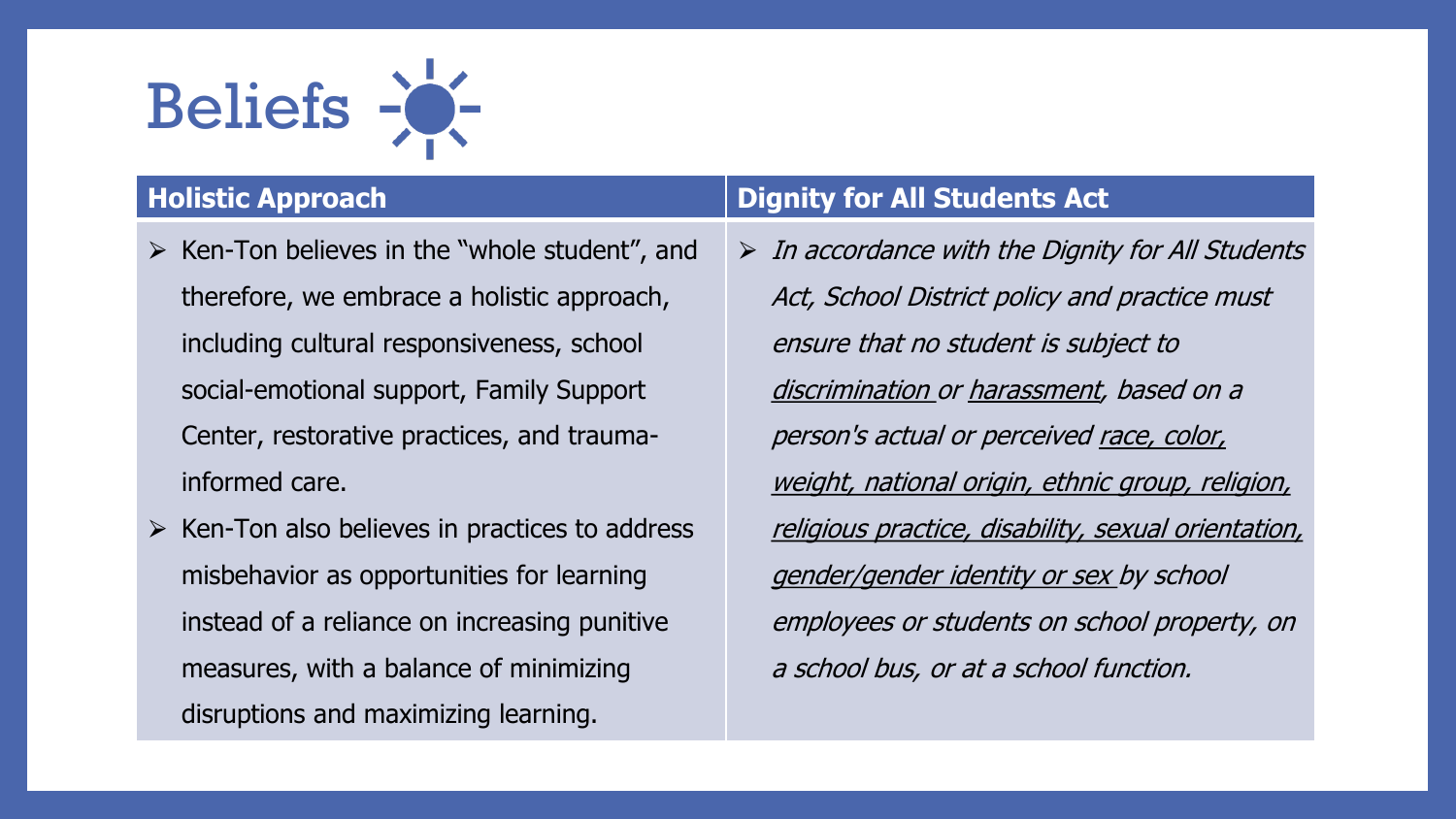# Beliefs

## Holistic Approach

- Ken-Ton believes in the "whole student", and therefore, we embrace a holistic approach, including cultural responsiveness, school social-emotional support, Family Support Center, restorative practices, and trauma-informed care.
- Ken-Ton also believes in practices to address misbehavior as opportunities for learning instead of a reliance on increasing punitive measures, with a balance of minimizing disruptions and maximizing learning.

## Dignity for All Students Act

- *In accordance with the Dignity for All Students Act, School District policy and practice must ensure that no student is subject to <u>discrimination</u> or <u>harassment</u>, based on a person's actual or perceived <u>race, color, weight, national origin, ethnic group, religion, religious practice, disability, sexual orientation, gender/gender identity or sex</u> by school employees or students on school property, on a school bus, or at a school function.*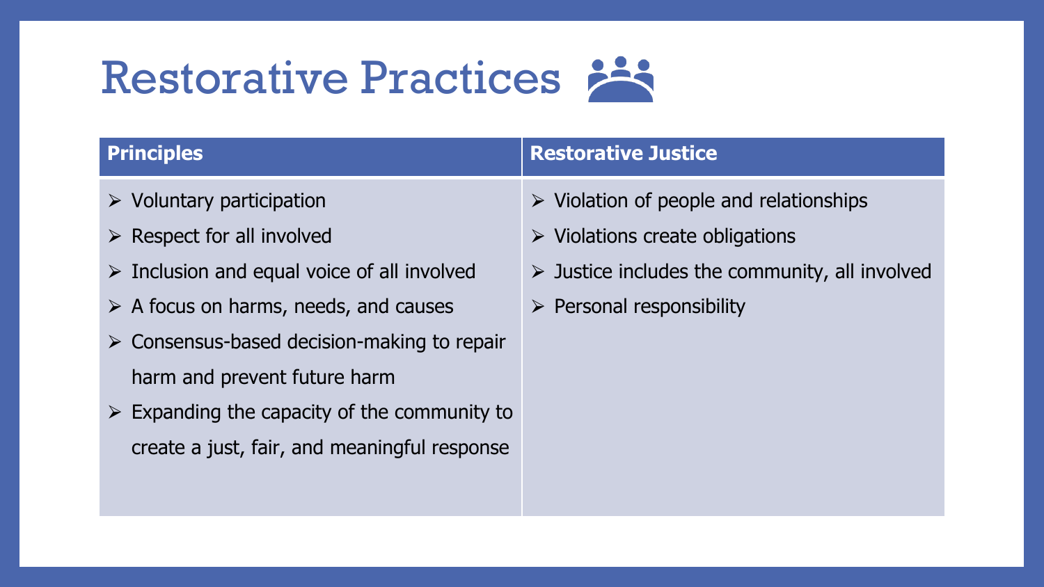# Restorative Practices

| Principles | Restorative Justice |
| --- | --- |
| ➢ Voluntary participation<br>➢ Respect for all involved<br>➢ Inclusion and equal voice of all involved<br>➢ A focus on harms, needs, and causes<br>➢ Consensus-based decision-making to repair harm and prevent future harm<br>➢ Expanding the capacity of the community to create a just, fair, and meaningful response | ➢ Violation of people and relationships<br>➢ Violations create obligations<br>➢ Justice includes the community, all involved<br>➢ Personal responsibility |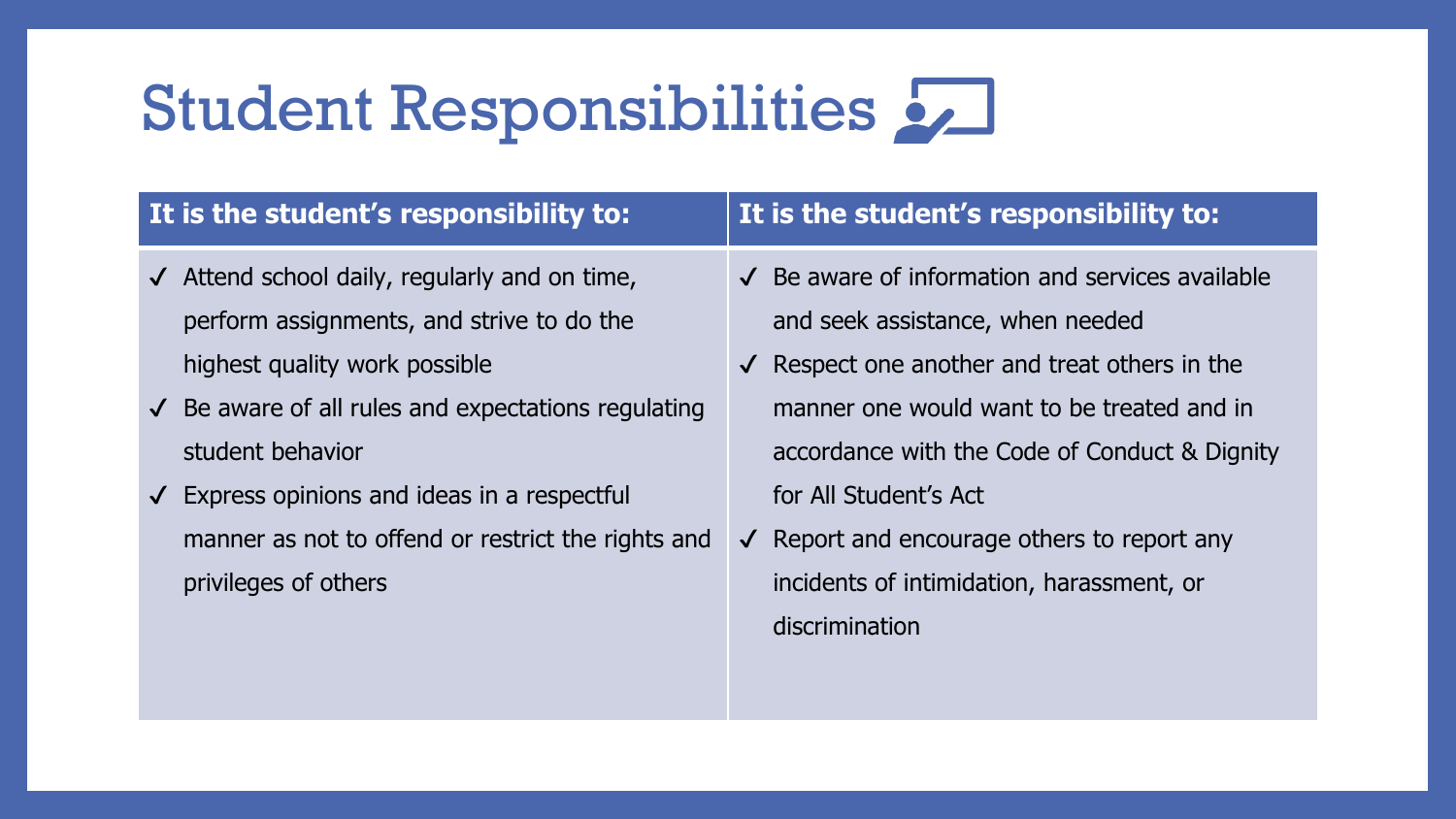# Student Responsibilities

| It is the student's responsibility to: | It is the student's responsibility to: |
| --- | --- |
| ✓ Attend school daily, regularly and on time, perform assignments, and strive to do the highest quality work possible<br>✓ Be aware of all rules and expectations regulating student behavior<br>✓ Express opinions and ideas in a respectful manner as not to offend or restrict the rights and privileges of others | ✓ Be aware of information and services available and seek assistance, when needed<br>✓ Respect one another and treat others in the manner one would want to be treated and in accordance with the Code of Conduct & Dignity for All Student's Act<br>✓ Report and encourage others to report any incidents of intimidation, harassment, or discrimination |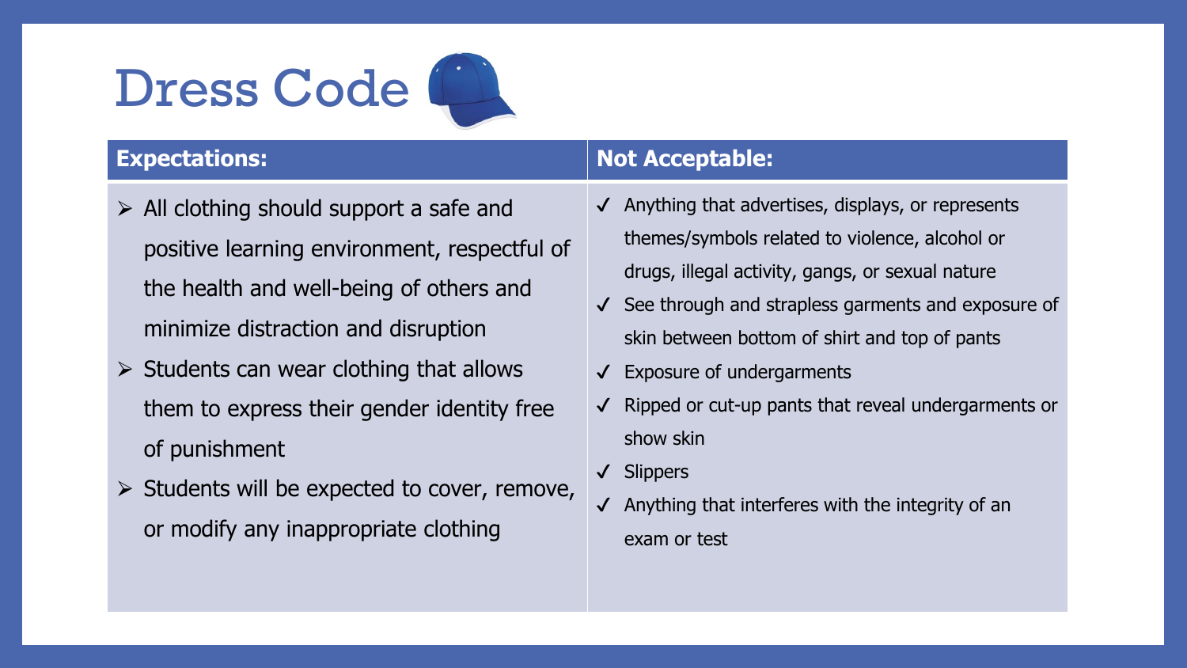# Dress Code

| Expectations: | Not Acceptable: |
| --- | --- |
| ➢ All clothing should support a safe and positive learning environment, respectful of the health and well-being of others and minimize distraction and disruption<br>➢ Students can wear clothing that allows them to express their gender identity free of punishment<br>➢ Students will be expected to cover, remove, or modify any inappropriate clothing | ✓ Anything that advertises, displays, or represents themes/symbols related to violence, alcohol or drugs, illegal activity, gangs, or sexual nature<br>✓ See through and strapless garments and exposure of skin between bottom of shirt and top of pants<br>✓ Exposure of undergarments<br>✓ Ripped or cut-up pants that reveal undergarments or show skin<br>✓ Slippers<br>✓ Anything that interferes with the integrity of an exam or test |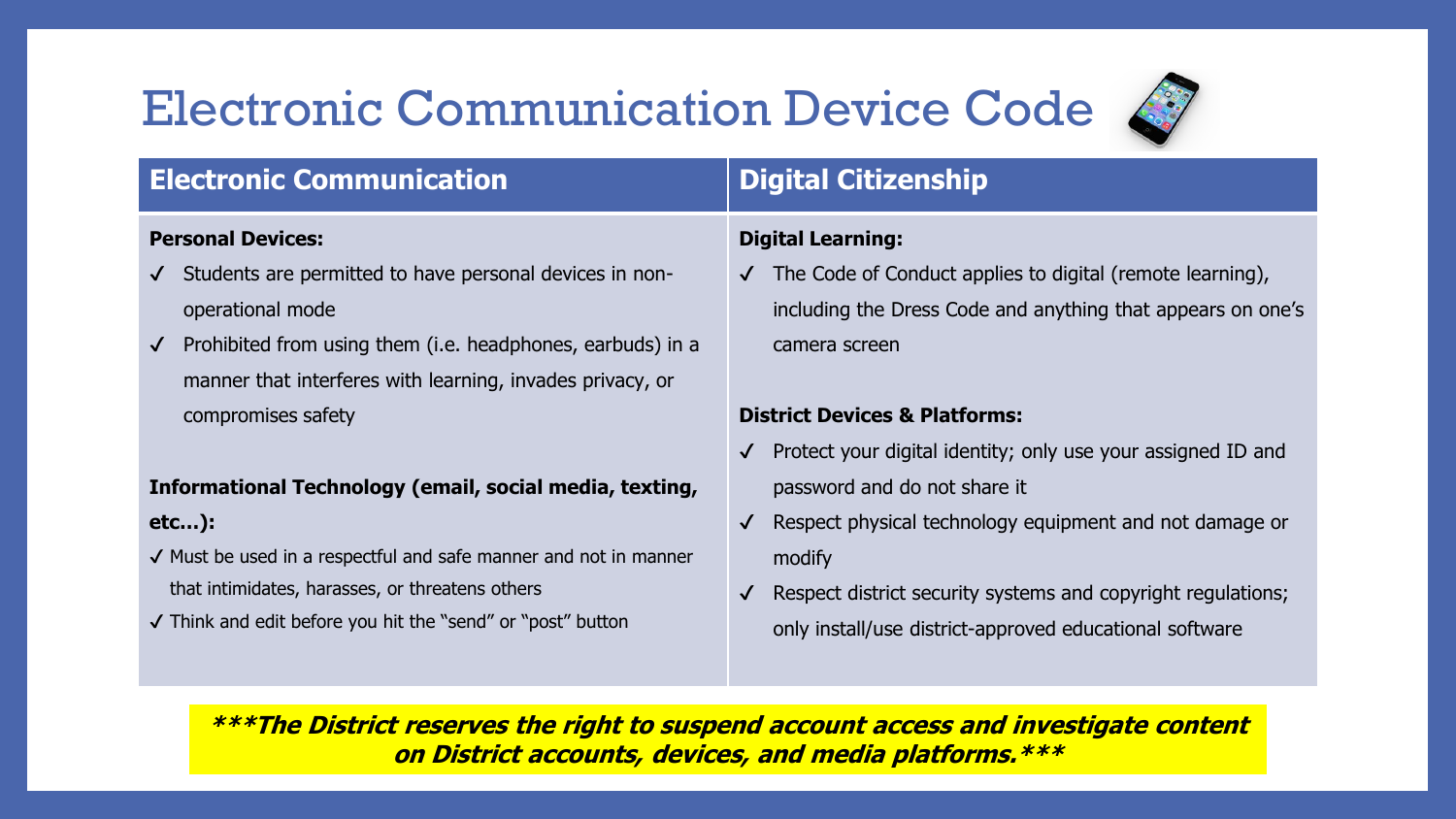# Electronic Communication Device Code

## Electronic Communication

**Personal Devices:**

- ✓ Students are permitted to have personal devices in non-operational mode
- ✓ Prohibited from using them (i.e. headphones, earbuds) in a manner that interferes with learning, invades privacy, or compromises safety

**Informational Technology (email, social media, texting, etc…):**

- ✓ Must be used in a respectful and safe manner and not in manner that intimidates, harasses, or threatens others
- ✓ Think and edit before you hit the "send" or "post" button

## Digital Citizenship

**Digital Learning:**

- ✓ The Code of Conduct applies to digital (remote learning), including the Dress Code and anything that appears on one's camera screen

**District Devices & Platforms:**

- ✓ Protect your digital identity; only use your assigned ID and password and do not share it
- ✓ Respect physical technology equipment and not damage or modify
- ✓ Respect district security systems and copyright regulations; only install/use district-approved educational software

***\*\*\*The District reserves the right to suspend account access and investigate content on District accounts, devices, and media platforms.\*\*\****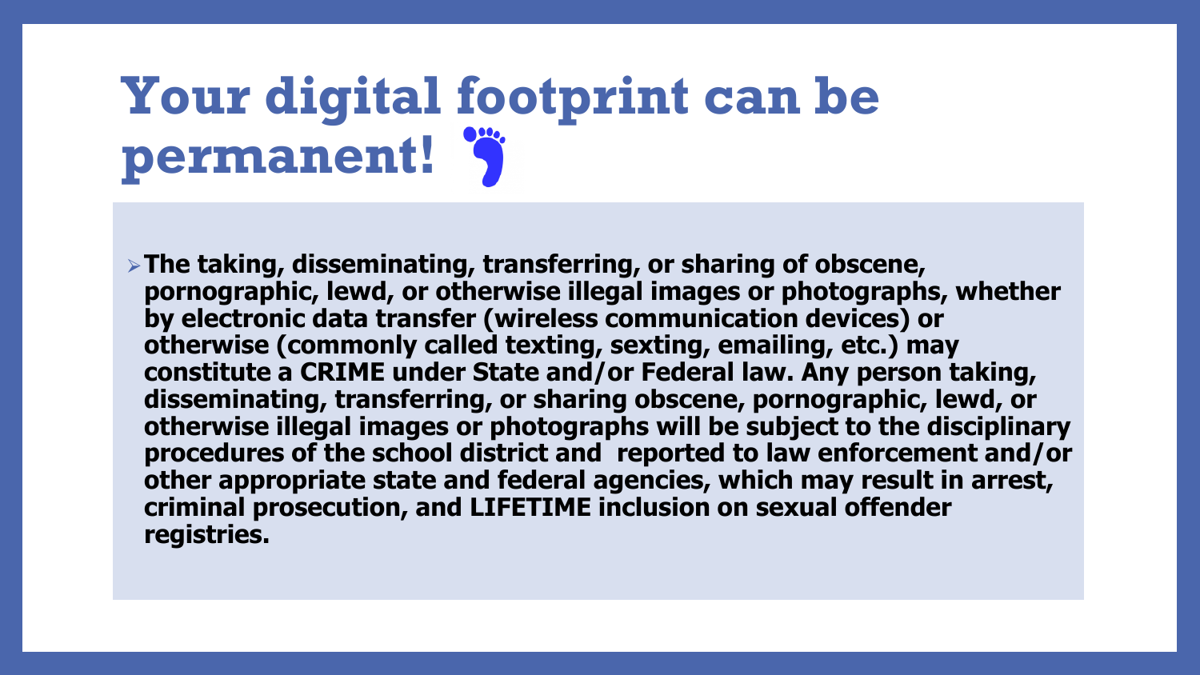# Your digital footprint can be permanent!

- **The taking, disseminating, transferring, or sharing of obscene, pornographic, lewd, or otherwise illegal images or photographs, whether by electronic data transfer (wireless communication devices) or otherwise (commonly called texting, sexting, emailing, etc.) may constitute a CRIME under State and/or Federal law. Any person taking, disseminating, transferring, or sharing obscene, pornographic, lewd, or otherwise illegal images or photographs will be subject to the disciplinary procedures of the school district and reported to law enforcement and/or other appropriate state and federal agencies, which may result in arrest, criminal prosecution, and LIFETIME inclusion on sexual offender registries.**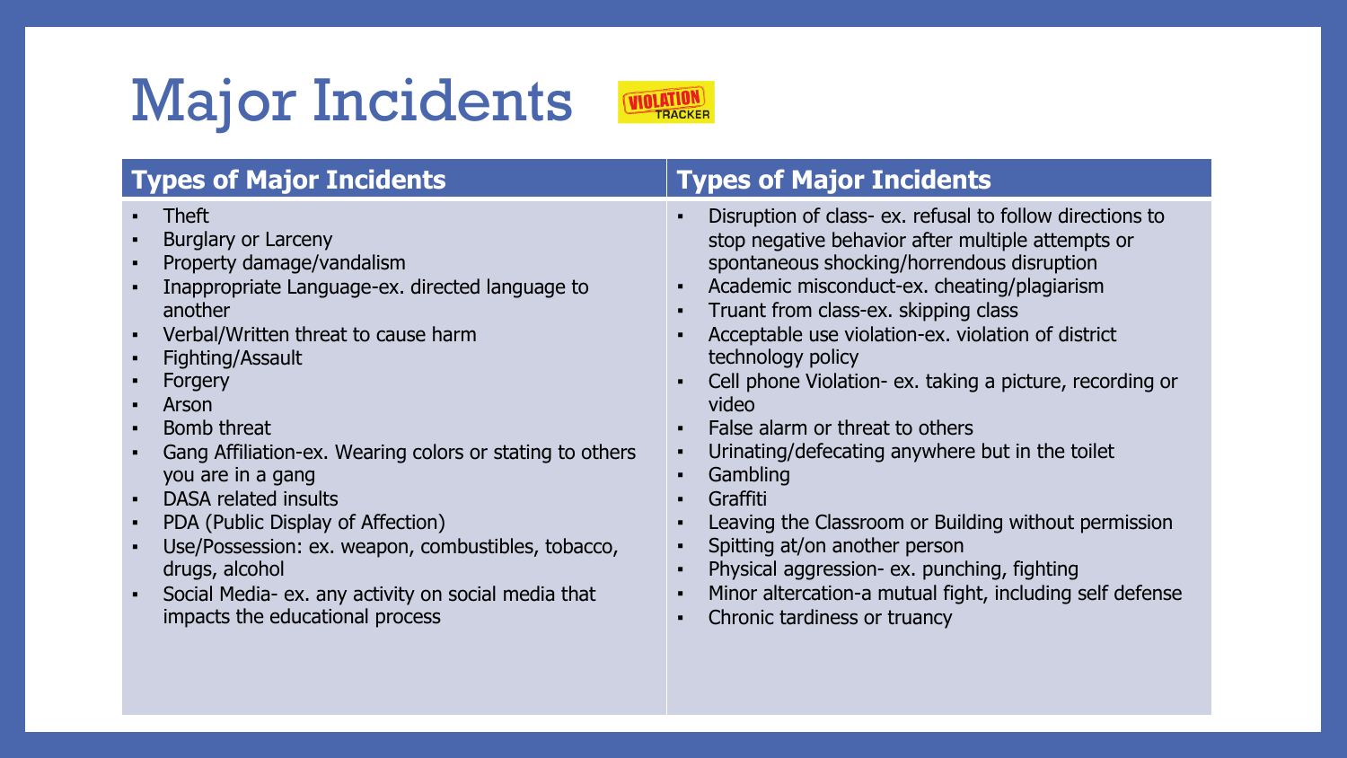# Major Incidents

VIOLATION TRACKER

## Types of Major Incidents

- Theft
- Burglary or Larceny
- Property damage/vandalism
- Inappropriate Language-ex. directed language to another
- Verbal/Written threat to cause harm
- Fighting/Assault
- Forgery
- Arson
- Bomb threat
- Gang Affiliation-ex. Wearing colors or stating to others you are in a gang
- DASA related insults
- PDA (Public Display of Affection)
- Use/Possession: ex. weapon, combustibles, tobacco, drugs, alcohol
- Social Media- ex. any activity on social media that impacts the educational process

## Types of Major Incidents

- Disruption of class- ex. refusal to follow directions to stop negative behavior after multiple attempts or spontaneous shocking/horrendous disruption
- Academic misconduct-ex. cheating/plagiarism
- Truant from class-ex. skipping class
- Acceptable use violation-ex. violation of district technology policy
- Cell phone Violation- ex. taking a picture, recording or video
- False alarm or threat to others
- Urinating/defecating anywhere but in the toilet
- Gambling
- Graffiti
- Leaving the Classroom or Building without permission
- Spitting at/on another person
- Physical aggression- ex. punching, fighting
- Minor altercation-a mutual fight, including self defense
- Chronic tardiness or truancy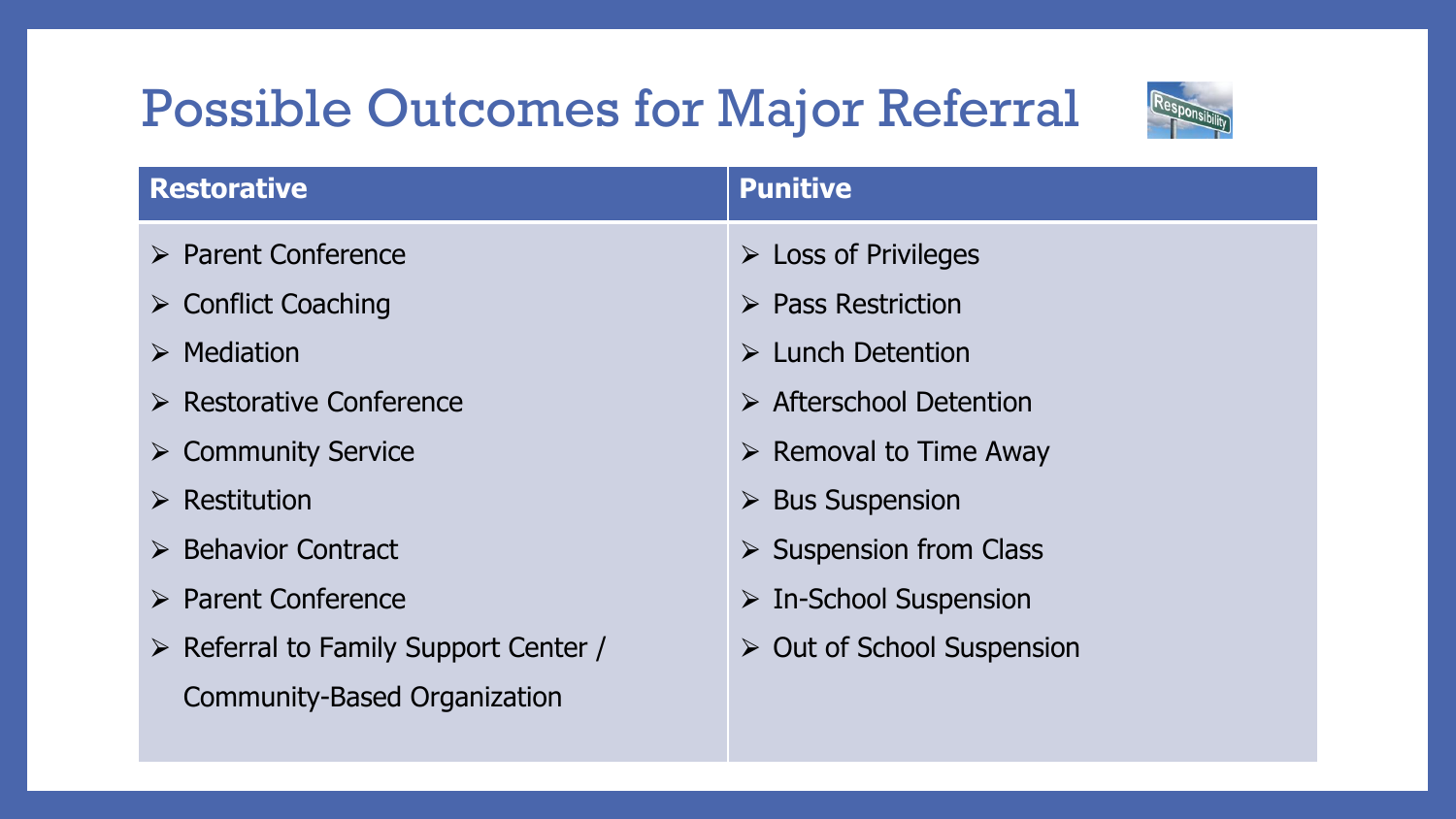# Possible Outcomes for Major Referral

| Restorative | Punitive |
| --- | --- |
| ➢ Parent Conference | ➢ Loss of Privileges |
| ➢ Conflict Coaching | ➢ Pass Restriction |
| ➢ Mediation | ➢ Lunch Detention |
| ➢ Restorative Conference | ➢ Afterschool Detention |
| ➢ Community Service | ➢ Removal to Time Away |
| ➢ Restitution | ➢ Bus Suspension |
| ➢ Behavior Contract | ➢ Suspension from Class |
| ➢ Parent Conference | ➢ In-School Suspension |
| ➢ Referral to Family Support Center / Community-Based Organization | ➢ Out of School Suspension |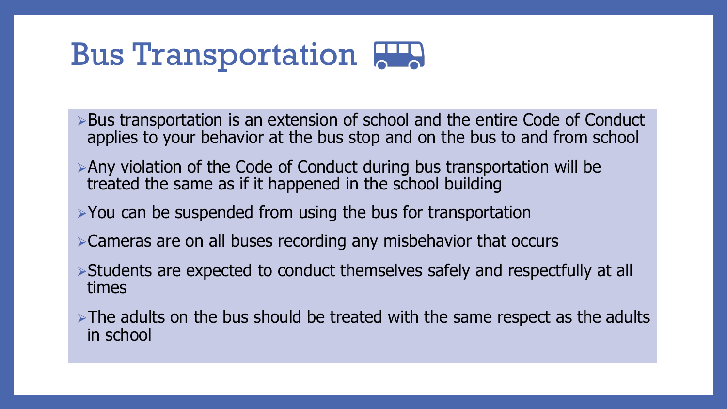# Bus Transportation

- Bus transportation is an extension of school and the entire Code of Conduct applies to your behavior at the bus stop and on the bus to and from school
- Any violation of the Code of Conduct during bus transportation will be treated the same as if it happened in the school building
- You can be suspended from using the bus for transportation
- Cameras are on all buses recording any misbehavior that occurs
- Students are expected to conduct themselves safely and respectfully at all times
- The adults on the bus should be treated with the same respect as the adults in school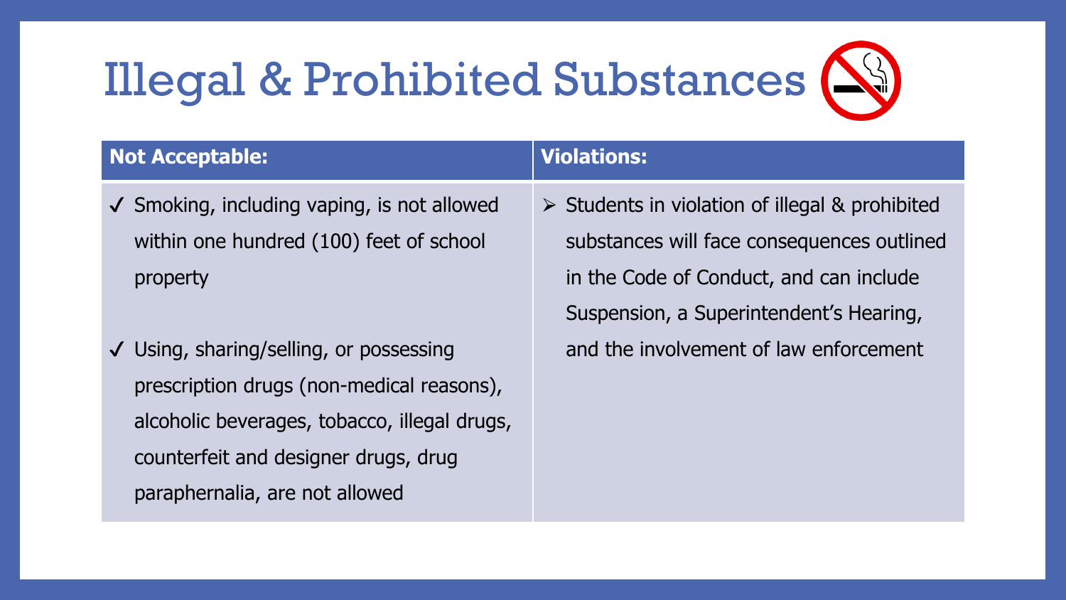# Illegal & Prohibited Substances

| Not Acceptable: | Violations: |
| --- | --- |
| ✓ Smoking, including vaping, is not allowed within one hundred (100) feet of school property<br><br>✓ Using, sharing/selling, or possessing prescription drugs (non-medical reasons), alcoholic beverages, tobacco, illegal drugs, counterfeit and designer drugs, drug paraphernalia, are not allowed | ➢ Students in violation of illegal & prohibited substances will face consequences outlined in the Code of Conduct, and can include Suspension, a Superintendent's Hearing, and the involvement of law enforcement |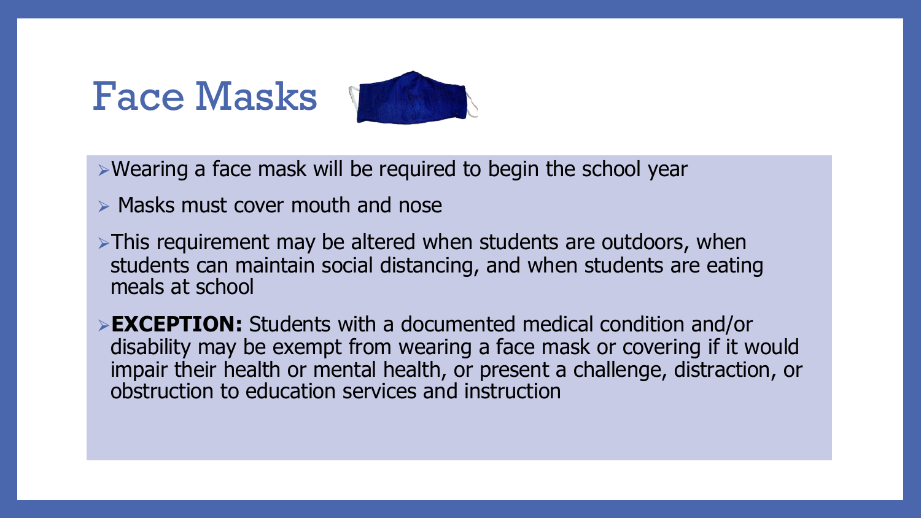# Face Masks

- Wearing a face mask will be required to begin the school year
- Masks must cover mouth and nose
- This requirement may be altered when students are outdoors, when students can maintain social distancing, and when students are eating meals at school
- **EXCEPTION:** Students with a documented medical condition and/or disability may be exempt from wearing a face mask or covering if it would impair their health or mental health, or present a challenge, distraction, or obstruction to education services and instruction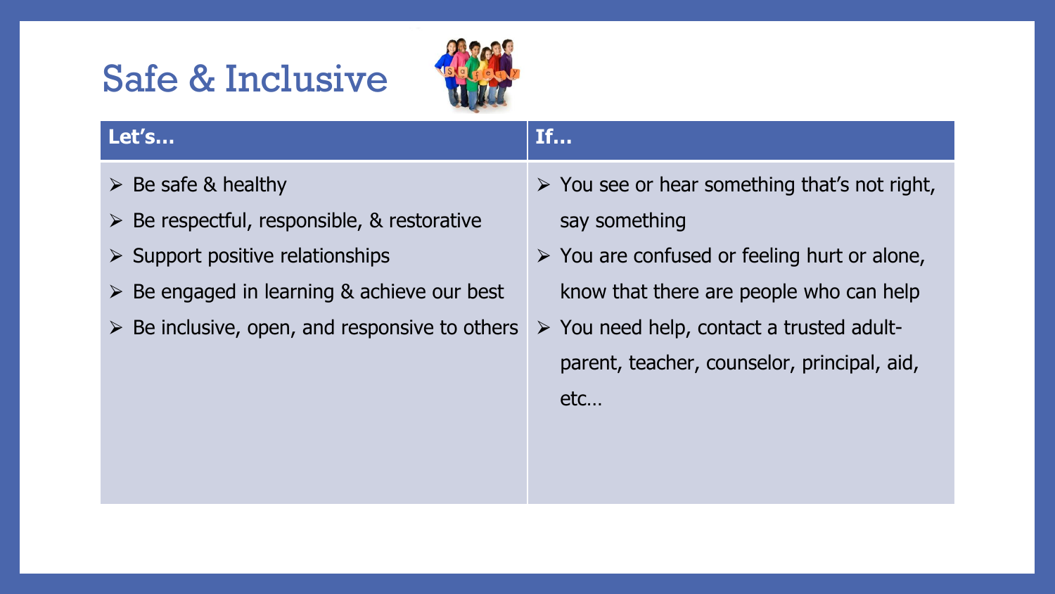# Safe & Inclusive

| Let's… | If… |
|---|---|
| ➢ Be safe & healthy<br>➢ Be respectful, responsible, & restorative<br>➢ Support positive relationships<br>➢ Be engaged in learning & achieve our best<br>➢ Be inclusive, open, and responsive to others | ➢ You see or hear something that's not right, say something<br>➢ You are confused or feeling hurt or alone, know that there are people who can help<br>➢ You need help, contact a trusted adult- parent, teacher, counselor, principal, aid, etc… |